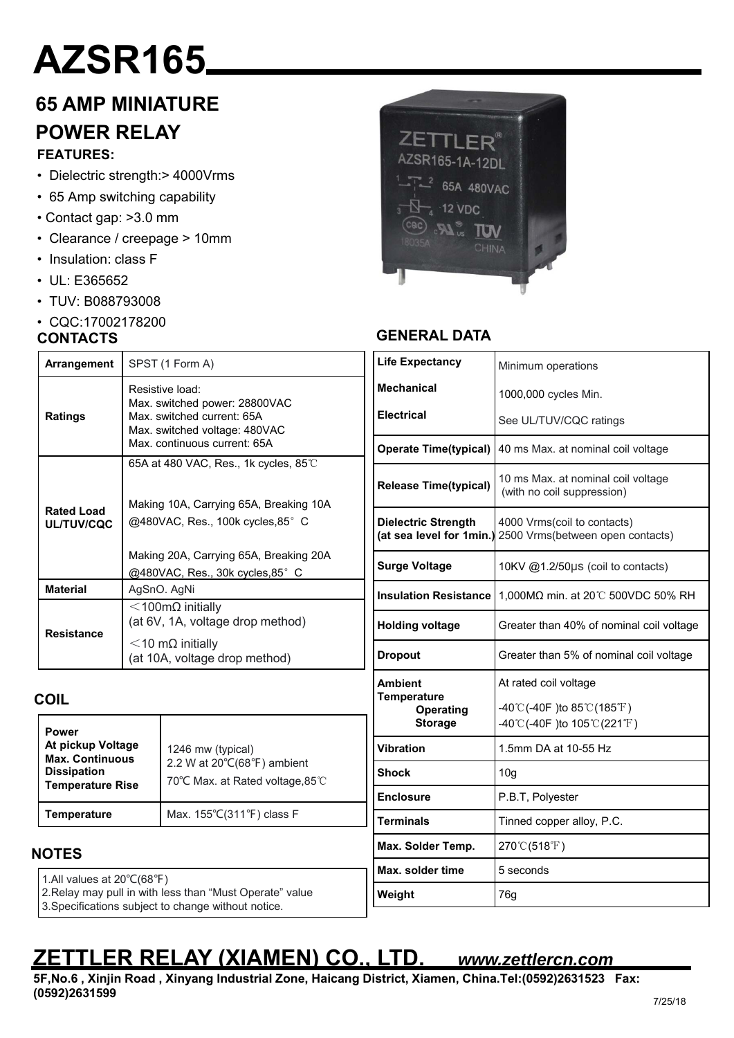# AZSR165

## 65 AMP MINIATURE POWER RELAY

### FEATURES:

- Dielectric strength:> 4000Vrms
- 65 Amp switching capability
- Contact gap: >3.0 mm
- Clearance / creepage > 10mm
- Insulation: class F
- UL: E365652
- TUV: B088793008
- CQC:17002178200

### CONTACTS

| Arrangement | SPST (1 Form A) |
|---|---|
| Ratings | Resistive load:<br>Max. switched power: 28800VAC<br>Max. switched current: 65A<br>Max. switched voltage: 480VAC<br>Max. continuous current: 65A |
| Rated Load UL/TUV/CQC | 65A at 480 VAC, Res., 1k cycles, 85℃<br><br>Making 10A, Carrying 65A, Breaking 10A @480VAC, Res., 100k cycles,85° C<br><br>Making 20A, Carrying 65A, Breaking 20A @480VAC, Res., 30k cycles,85° C |
| Material | AgSnO. AgNi |
| Resistance | <100mΩ initially (at 6V, 1A, voltage drop method)<br><10 mΩ initially (at 10A, voltage drop method) |

### COIL

| Power At pickup Voltage Max. Continuous Dissipation Temperature Rise | 1246 mw (typical)<br>2.2 W at 20℃(68℉) ambient<br>70℃ Max. at Rated voltage,85℃ |
|---|---|
| Temperature | Max. 155℃(311℉) class F |

### NOTES

1.All values at 20℃(68℉)
2.Relay may pull in with less than "Must Operate" value
3.Specifications subject to change without notice.

### GENERAL DATA

| Life Expectancy | Minimum operations |
|---|---|
| Mechanical | 1000,000 cycles Min. |
| Electrical | See UL/TUV/CQC ratings |
| Operate Time(typical) | 40 ms Max. at nominal coil voltage |
| Release Time(typical) | 10 ms Max. at nominal coil voltage (with no coil suppression) |
| Dielectric Strength (at sea level for 1min.) | 4000 Vrms(coil to contacts)<br>2500 Vrms(between open contacts) |
| Surge Voltage | 10KV @1.2/50μs (coil to contacts) |
| Insulation Resistance | 1,000MΩ min. at 20℃ 500VDC 50% RH |
| Holding voltage | Greater than 40% of nominal coil voltage |
| Dropout | Greater than 5% of nominal coil voltage |
| Ambient Temperature | At rated coil voltage |
| Operating | -40℃(-40F )to 85℃(185℉) |
| Storage | -40℃(-40F )to 105℃(221℉) |
| Vibration | 1.5mm DA at 10-55 Hz |
| Shock | 10g |
| Enclosure | P.B.T, Polyester |
| Terminals | Tinned copper alloy, P.C. |
| Max. Solder Temp. | 270℃(518℉) |
| Max. solder time | 5 seconds |
| Weight | 76g |

## ZETTLER RELAY (XIAMEN) CO., LTD. *www.zettlercn.com*

**5F,No.6 , Xinjin Road , Xinyang Industrial Zone, Haicang District, Xiamen, China.Tel:(0592)2631523 Fax: (0592)2631599**

7/25/18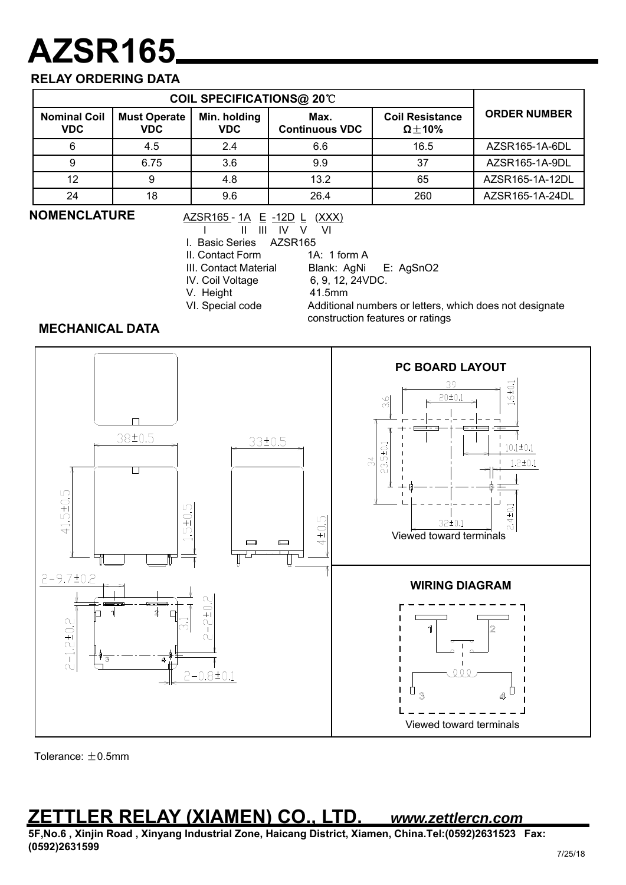# AZSR165

## RELAY ORDERING DATA

| COIL SPECIFICATIONS@ 20℃ | | | | | ORDER NUMBER |
|---|---|---|---|---|---|
| Nominal Coil VDC | Must Operate VDC | Min. holding VDC | Max. Continuous VDC | Coil Resistance Ω±10% | |
| 6 | 4.5 | 2.4 | 6.6 | 16.5 | AZSR165-1A-6DL |
| 9 | 6.75 | 3.6 | 9.9 | 37 | AZSR165-1A-9DL |
| 12 | 9 | 4.8 | 13.2 | 65 | AZSR165-1A-12DL |
| 24 | 18 | 9.6 | 26.4 | 260 | AZSR165-1A-24DL |

## NOMENCLATURE

AZSR165 - 1A E -12D L (XXX)
I II III IV V VI

- I. Basic Series AZSR165
- II. Contact Form 1A: 1 form A
- III. Contact Material Blank: AgNi E: $AgSnO_2$
- IV. Coil Voltage 6, 9, 12, 24VDC.
- V. Height 41.5mm
- VI. Special code Additional numbers or letters, which does not designate construction features or ratings

## MECHANICAL DATA

38±0.5
33±0.5
41.5±0.5
1.5±0.5
4±0.5
2-9.7±0.2
2-1.2±0.2
3.1
2-2±0.2
2-0.8±0.1

**PC BOARD LAYOUT**

39
20±0.1
3.6
1.6±0.1
34
23.5±0.1
10.1±0.1
1.2±0.1
32±0.1
2.4±0.1
Viewed toward terminals

**WIRING DIAGRAM**

Viewed toward terminals

Tolerance: ±0.5mm

## ZETTLER RELAY (XIAMEN) CO., LTD. *www.zettlercn.com*

5F,No.6 , Xinjin Road , Xinyang Industrial Zone, Haicang District, Xiamen, China.Tel:(0592)2631523 Fax: (0592)2631599

7/25/18